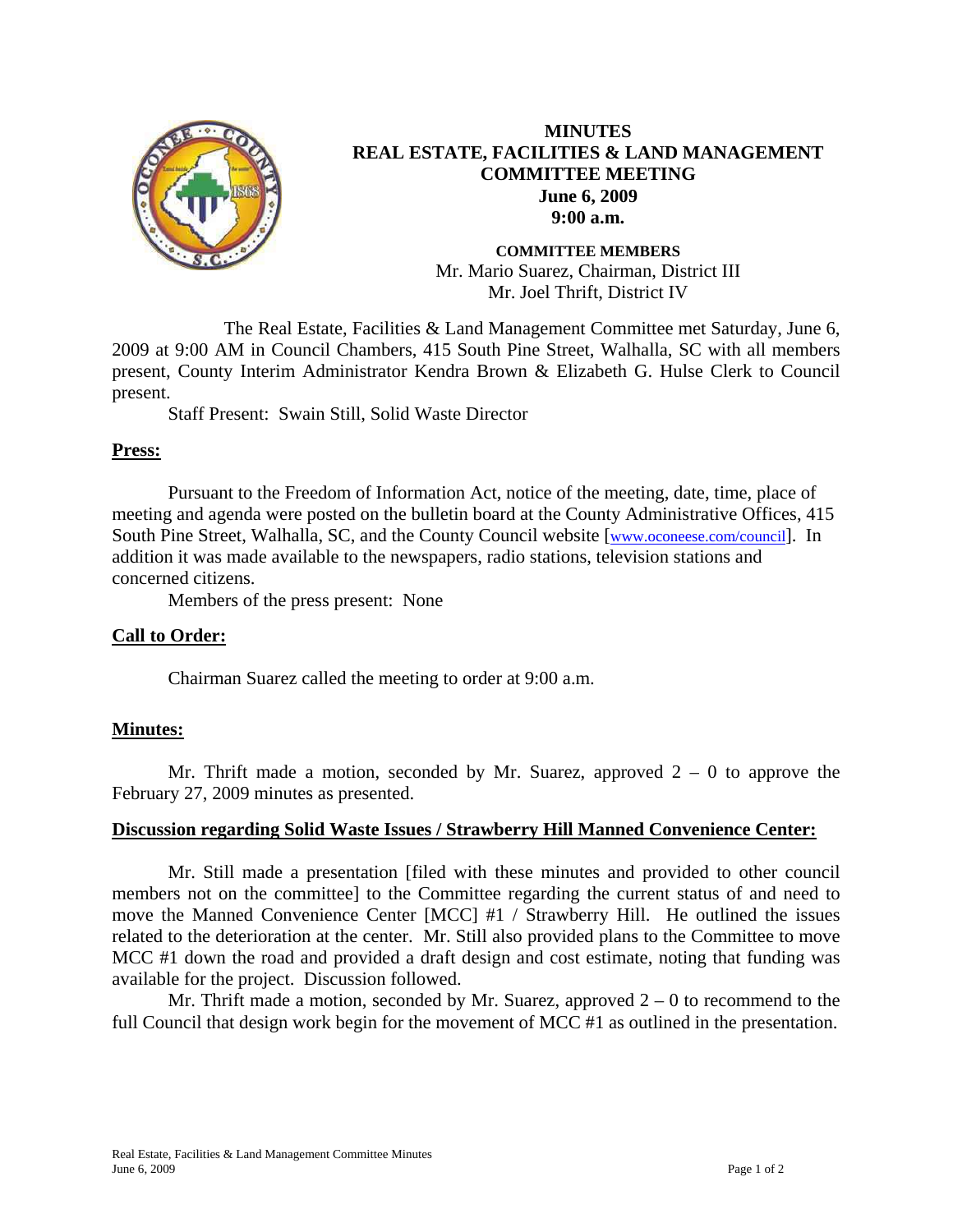# MINUTES
# REAL ESTATE, FACILITIES & LAND MANAGEMENT COMMITTEE MEETING
## June 6, 2009
## 9:00 a.m.

**COMMITTEE MEMBERS**
Mr. Mario Suarez, Chairman, District III
Mr. Joel Thrift, District IV

The Real Estate, Facilities & Land Management Committee met Saturday, June 6, 2009 at 9:00 AM in Council Chambers, 415 South Pine Street, Walhalla, SC with all members present, County Interim Administrator Kendra Brown & Elizabeth G. Hulse Clerk to Council present.

Staff Present: Swain Still, Solid Waste Director

## Press:

Pursuant to the Freedom of Information Act, notice of the meeting, date, time, place of meeting and agenda were posted on the bulletin board at the County Administrative Offices, 415 South Pine Street, Walhalla, SC, and the County Council website [www.oconeese.com/council]. In addition it was made available to the newspapers, radio stations, television stations and concerned citizens.

Members of the press present: None

## Call to Order:

Chairman Suarez called the meeting to order at 9:00 a.m.

## Minutes:

Mr. Thrift made a motion, seconded by Mr. Suarez, approved 2 – 0 to approve the February 27, 2009 minutes as presented.

## Discussion regarding Solid Waste Issues / Strawberry Hill Manned Convenience Center:

Mr. Still made a presentation [filed with these minutes and provided to other council members not on the committee] to the Committee regarding the current status of and need to move the Manned Convenience Center [MCC] #1 / Strawberry Hill. He outlined the issues related to the deterioration at the center. Mr. Still also provided plans to the Committee to move MCC #1 down the road and provided a draft design and cost estimate, noting that funding was available for the project. Discussion followed.

Mr. Thrift made a motion, seconded by Mr. Suarez, approved 2 – 0 to recommend to the full Council that design work begin for the movement of MCC #1 as outlined in the presentation.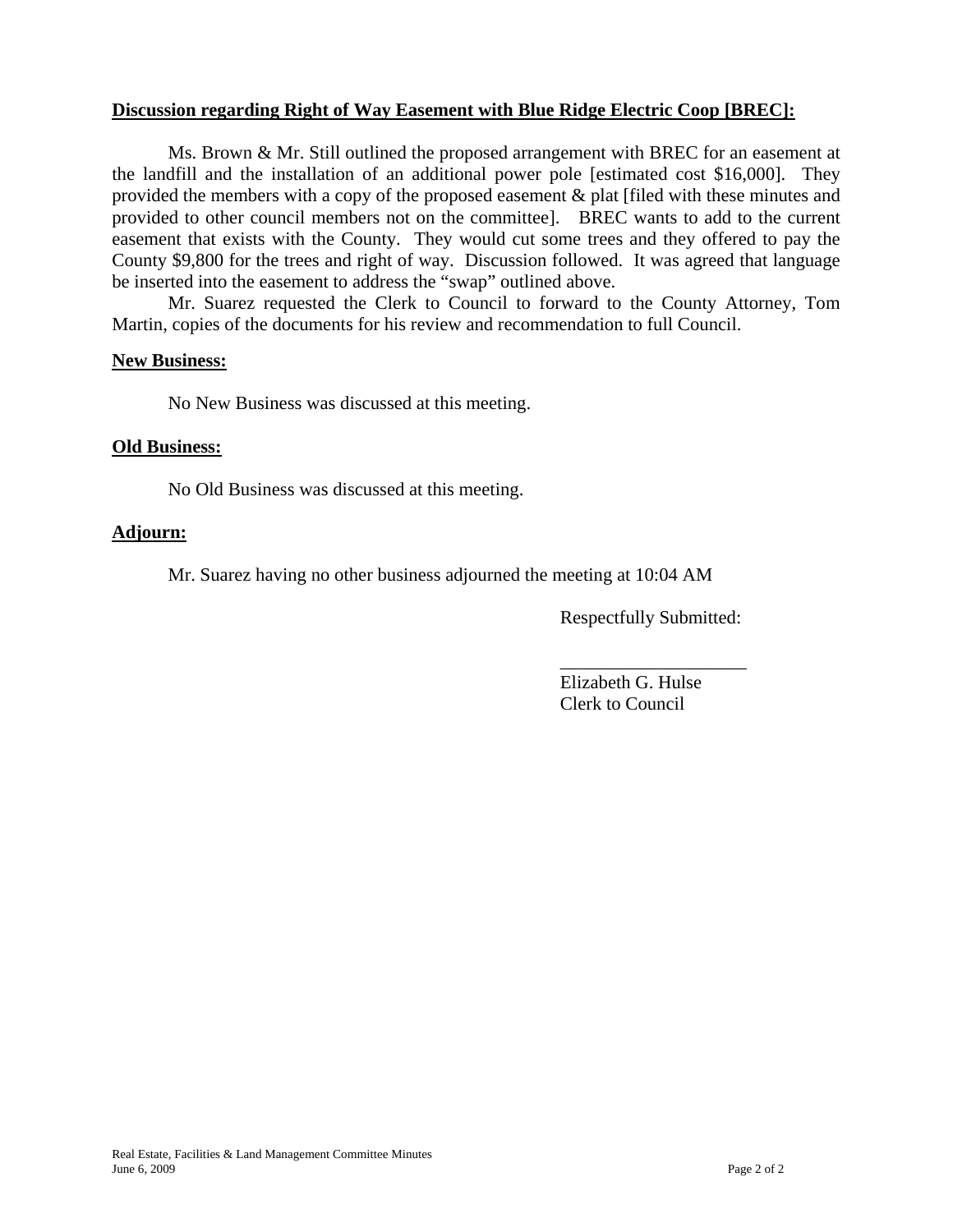**Discussion regarding Right of Way Easement with Blue Ridge Electric Coop [BREC]:**

Ms. Brown & Mr. Still outlined the proposed arrangement with BREC for an easement at the landfill and the installation of an additional power pole [estimated cost $16,000]. They provided the members with a copy of the proposed easement & plat [filed with these minutes and provided to other council members not on the committee]. BREC wants to add to the current easement that exists with the County. They would cut some trees and they offered to pay the County $9,800 for the trees and right of way. Discussion followed. It was agreed that language be inserted into the easement to address the "swap" outlined above.

Mr. Suarez requested the Clerk to Council to forward to the County Attorney, Tom Martin, copies of the documents for his review and recommendation to full Council.

**New Business:**

No New Business was discussed at this meeting.

**Old Business:**

No Old Business was discussed at this meeting.

**Adjourn:**

Mr. Suarez having no other business adjourned the meeting at 10:04 AM

Respectfully Submitted:

____________________

Elizabeth G. Hulse
Clerk to Council